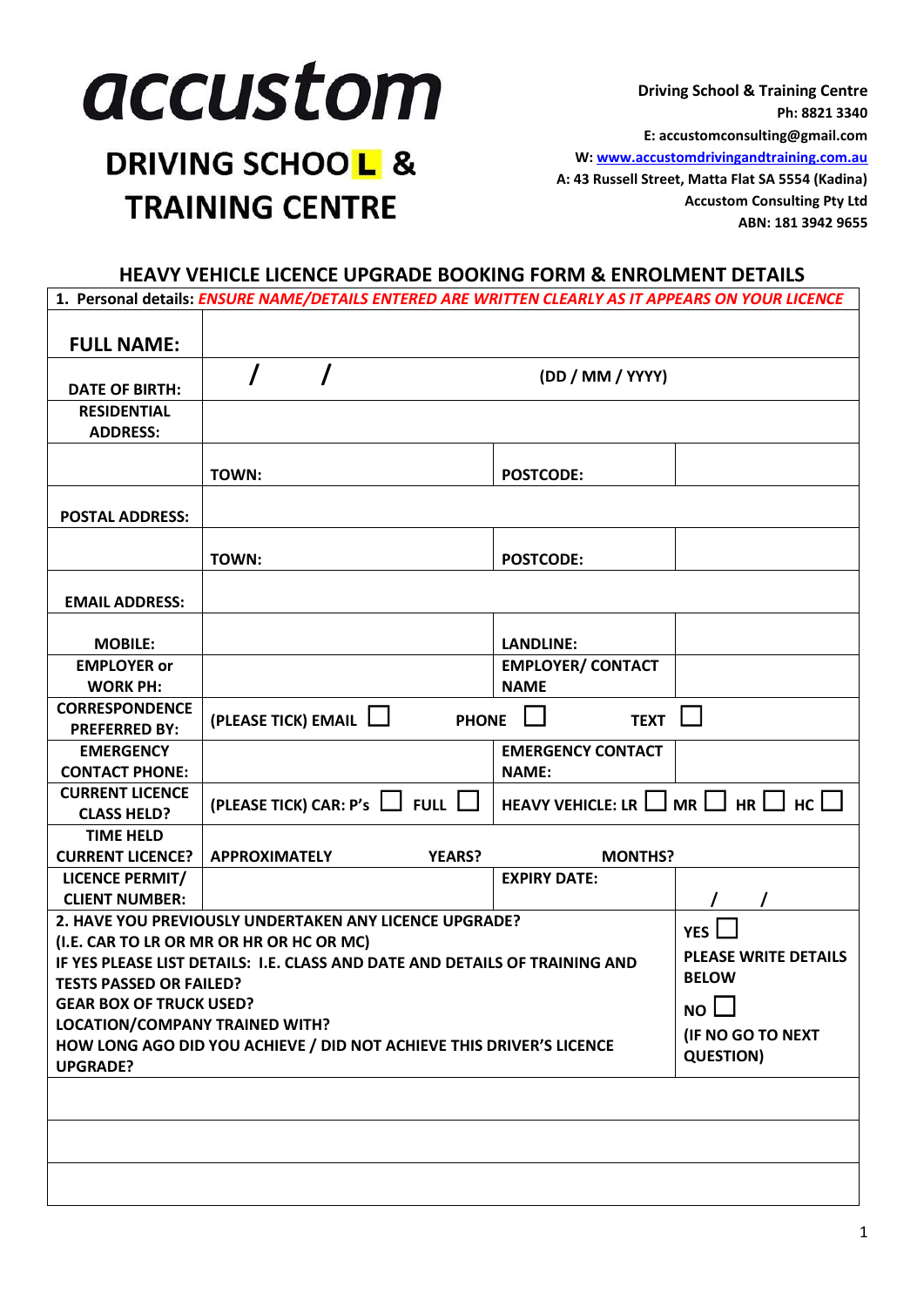# accustom

## DRIVING SCHOOL & TRAINING CENTRE

**Driving School & Training Centre**
**Ph: 8821 3340**
**E: accustomconsulting@gmail.com**
**W: www.accustomdrivingandtraining.com.au**
**A: 43 Russell Street, Matta Flat SA 5554 (Kadina)**
**Accustom Consulting Pty Ltd**
**ABN: 181 3942 9655**

## HEAVY VEHICLE LICENCE UPGRADE BOOKING FORM & ENROLMENT DETAILS

| | | | |
|---|---|---|---|
| **1. Personal details:** *ENSURE NAME/DETAILS ENTERED ARE WRITTEN CLEARLY AS IT APPEARS ON YOUR LICENCE* | | | |
| **FULL NAME:** | | | |
| **DATE OF BIRTH:** | / / | **(DD / MM / YYYY)** | |
| **RESIDENTIAL ADDRESS:** | | | |
| | **TOWN:** | **POSTCODE:** | |
| **POSTAL ADDRESS:** | | | |
| | **TOWN:** | **POSTCODE:** | |
| **EMAIL ADDRESS:** | | | |
| **MOBILE:** | | **LANDLINE:** | |
| **EMPLOYER or WORK PH:** | | **EMPLOYER/ CONTACT NAME** | |
| **CORRESPONDENCE PREFERRED BY:** | **(PLEASE TICK) EMAIL ☐ PHONE ☐ TEXT ☐** | | |
| **EMERGENCY CONTACT PHONE:** | | **EMERGENCY CONTACT NAME:** | |
| **CURRENT LICENCE CLASS HELD?** | **(PLEASE TICK) CAR: P's ☐ FULL ☐** | **HEAVY VEHICLE: LR ☐ MR ☐ HR ☐ HC ☐** | |
| **TIME HELD CURRENT LICENCE?** | **APPROXIMATELY YEARS?** | **MONTHS?** | |
| **LICENCE PERMIT/ CLIENT NUMBER:** | | **EXPIRY DATE:** | / / |
| **2. HAVE YOU PREVIOUSLY UNDERTAKEN ANY LICENCE UPGRADE? (I.E. CAR TO LR OR MR OR HR OR HC OR MC) IF YES PLEASE LIST DETAILS: I.E. CLASS AND DATE AND DETAILS OF TRAINING AND TESTS PASSED OR FAILED? GEAR BOX OF TRUCK USED? LOCATION/COMPANY TRAINED WITH? HOW LONG AGO DID YOU ACHIEVE / DID NOT ACHIEVE THIS DRIVER'S LICENCE UPGRADE?** | | | **YES ☐ PLEASE WRITE DETAILS BELOW** **NO ☐ (IF NO GO TO NEXT QUESTION)** |
| | | | |
| | | | |
| | | | |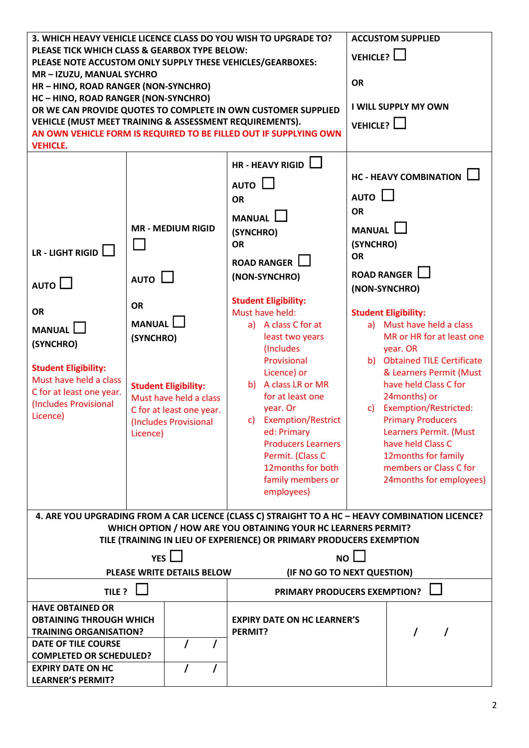**3. WHICH HEAVY VEHICLE LICENCE CLASS DO YOU WISH TO UPGRADE TO?**
**PLEASE TICK WHICH CLASS & GEARBOX TYPE BELOW:**
**PLEASE NOTE ACCUSTOM ONLY SUPPLY THESE VEHICLES/GEARBOXES:**
**MR – IZUZU, MANUAL SYCHRO**
**HR – HINO, ROAD RANGER (NON-SYNCHRO)**
**HC – HINO, ROAD RANGER (NON-SYNCHRO)**
**OR WE CAN PROVIDE QUOTES TO COMPLETE IN OWN CUSTOMER SUPPLIED VEHICLE (MUST MEET TRAINING & ASSESSMENT REQUIREMENTS).**
**AN OWN VEHICLE FORM IS REQUIRED TO BE FILLED OUT IF SUPPLYING OWN VEHICLE.**

**ACCUSTOM SUPPLIED VEHICLE?** ☐

**OR**

**I WILL SUPPLY MY OWN VEHICLE?** ☐

| | | | |
|---|---|---|---|
| **LR - LIGHT RIGID** ☐<br><br>**AUTO** ☐<br><br>**OR**<br><br>**MANUAL** ☐ **(SYNCHRO)**<br><br>**Student Eligibility:**<br>Must have held a class C for at least one year. (Includes Provisional Licence) | **MR - MEDIUM RIGID** ☐<br><br>**AUTO** ☐<br><br>**OR**<br><br>**MANUAL** ☐ **(SYNCHRO)**<br><br>**Student Eligibility:**<br>Must have held a class C for at least one year. (Includes Provisional Licence) | **HR - HEAVY RIGID** ☐<br><br>**AUTO** ☐<br>**OR**<br>**MANUAL** ☐ **(SYNCHRO)**<br>**OR**<br>**ROAD RANGER** ☐ **(NON-SYNCHRO)**<br><br>**Student Eligibility:**<br>Must have held:<br>a) A class C for at least two years (Includes Provisional Licence) or<br>b) A class LR or MR for at least one year. Or<br>c) Exemption/Restricted: Primary Producers Learners Permit. (Class C 12months for both family members or employees) | **HC - HEAVY COMBINATION** ☐<br><br>**AUTO** ☐<br>**OR**<br>**MANUAL** ☐ **(SYNCHRO)**<br>**OR**<br>**ROAD RANGER** ☐ **(NON-SYNCHRO)**<br><br>**Student Eligibility:**<br>a) Must have held a class MR or HR for at least one year. OR<br>b) Obtained TILE Certificate & Learners Permit (Must have held Class C for 24months) or<br>c) Exemption/Restricted: Primary Producers Learners Permit. (Must have held Class C 12months for family members or Class C for 24months for employees) |

**4. ARE YOU UPGRADING FROM A CAR LICENCE (CLASS C) STRAIGHT TO A HC – HEAVY COMBINATION LICENCE?**
**WHICH OPTION / HOW ARE YOU OBTAINING YOUR HC LEARNERS PERMIT?**
**TILE (TRAINING IN LIEU OF EXPERIENCE) OR PRIMARY PRODUCERS EXEMPTION**

**YES** ☐ **PLEASE WRITE DETAILS BELOW**

**NO** ☐ **(IF NO GO TO NEXT QUESTION)**

| **TILE ?** ☐ | | **PRIMARY PRODUCERS EXEMPTION?** ☐ | |
|---|---|---|---|
| **HAVE OBTAINED OR OBTAINING THROUGH WHICH TRAINING ORGANISATION?** | | **EXPIRY DATE ON HC LEARNER'S PERMIT?** | / / |
| **DATE OF TILE COURSE COMPLETED OR SCHEDULED?** | / / | | |
| **EXPIRY DATE ON HC LEARNER'S PERMIT?** | / / | | |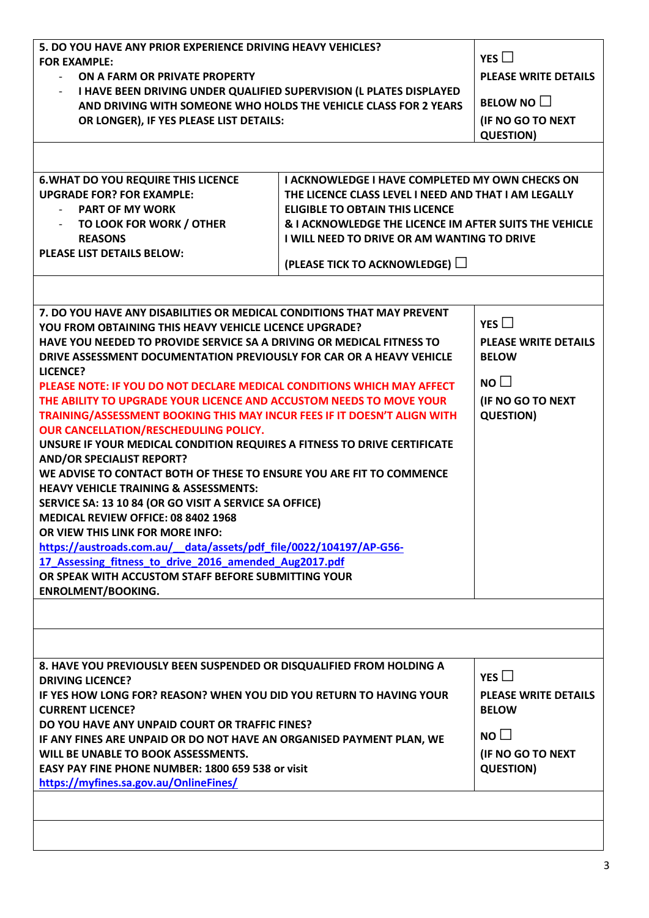| | |
|---|---|
| **5. DO YOU HAVE ANY PRIOR EXPERIENCE DRIVING HEAVY VEHICLES?**<br>**FOR EXAMPLE:**<br>- **ON A FARM OR PRIVATE PROPERTY**<br>- **I HAVE BEEN DRIVING UNDER QUALIFIED SUPERVISION (L PLATES DISPLAYED AND DRIVING WITH SOMEONE WHO HOLDS THE VEHICLE CLASS FOR 2 YEARS OR LONGER), IF YES PLEASE LIST DETAILS:** | **YES ☐**<br>**PLEASE WRITE DETAILS BELOW NO ☐**<br>**(IF NO GO TO NEXT QUESTION)** |
| | |

| | |
|---|---|
| **6.WHAT DO YOU REQUIRE THIS LICENCE UPGRADE FOR? FOR EXAMPLE:**<br>- **PART OF MY WORK**<br>- **TO LOOK FOR WORK / OTHER REASONS**<br>**PLEASE LIST DETAILS BELOW:** | **I ACKNOWLEDGE I HAVE COMPLETED MY OWN CHECKS ON THE LICENCE CLASS LEVEL I NEED AND THAT I AM LEGALLY ELIGIBLE TO OBTAIN THIS LICENCE**<br>**& I ACKNOWLEDGE THE LICENCE IM AFTER SUITS THE VEHICLE I WILL NEED TO DRIVE OR AM WANTING TO DRIVE**<br>**(PLEASE TICK TO ACKNOWLEDGE) ☐** |
| | |

| | |
|---|---|
| **7. DO YOU HAVE ANY DISABILITIES OR MEDICAL CONDITIONS THAT MAY PREVENT YOU FROM OBTAINING THIS HEAVY VEHICLE LICENCE UPGRADE?**<br>**HAVE YOU NEEDED TO PROVIDE SERVICE SA A DRIVING OR MEDICAL FITNESS TO DRIVE ASSESSMENT DOCUMENTATION PREVIOUSLY FOR CAR OR A HEAVY VEHICLE LICENCE?**<br>**PLEASE NOTE: IF YOU DO NOT DECLARE MEDICAL CONDITIONS WHICH MAY AFFECT THE ABILITY TO UPGRADE YOUR LICENCE AND ACCUSTOM NEEDS TO MOVE YOUR TRAINING/ASSESSMENT BOOKING THIS MAY INCUR FEES IF IT DOESN'T ALIGN WITH OUR CANCELLATION/RESCHEDULING POLICY.**<br>**UNSURE IF YOUR MEDICAL CONDITION REQUIRES A FITNESS TO DRIVE CERTIFICATE AND/OR SPECIALIST REPORT?**<br>**WE ADVISE TO CONTACT BOTH OF THESE TO ENSURE YOU ARE FIT TO COMMENCE HEAVY VEHICLE TRAINING & ASSESSMENTS:**<br>**SERVICE SA: 13 10 84 (OR GO VISIT A SERVICE SA OFFICE)**<br>**MEDICAL REVIEW OFFICE: 08 8402 1968**<br>**OR VIEW THIS LINK FOR MORE INFO:**<br>https://austroads.com.au/__data/assets/pdf_file/0022/104197/AP-G56-17_Assessing_fitness_to_drive_2016_amended_Aug2017.pdf<br>**OR SPEAK WITH ACCUSTOM STAFF BEFORE SUBMITTING YOUR ENROLMENT/BOOKING.** | **YES ☐**<br>**PLEASE WRITE DETAILS BELOW**<br>**NO ☐**<br>**(IF NO GO TO NEXT QUESTION)** |
| | |
| | |

| | |
|---|---|
| **8. HAVE YOU PREVIOUSLY BEEN SUSPENDED OR DISQUALIFIED FROM HOLDING A DRIVING LICENCE?**<br>**IF YES HOW LONG FOR? REASON? WHEN YOU DID YOU RETURN TO HAVING YOUR CURRENT LICENCE?**<br>**DO YOU HAVE ANY UNPAID COURT OR TRAFFIC FINES?**<br>**IF ANY FINES ARE UNPAID OR DO NOT HAVE AN ORGANISED PAYMENT PLAN, WE WILL BE UNABLE TO BOOK ASSESSMENTS.**<br>**EASY PAY FINE PHONE NUMBER: 1800 659 538 or visit** https://myfines.sa.gov.au/OnlineFines/ | **YES ☐**<br>**PLEASE WRITE DETAILS BELOW**<br>**NO ☐**<br>**(IF NO GO TO NEXT QUESTION)** |
| | |
| | |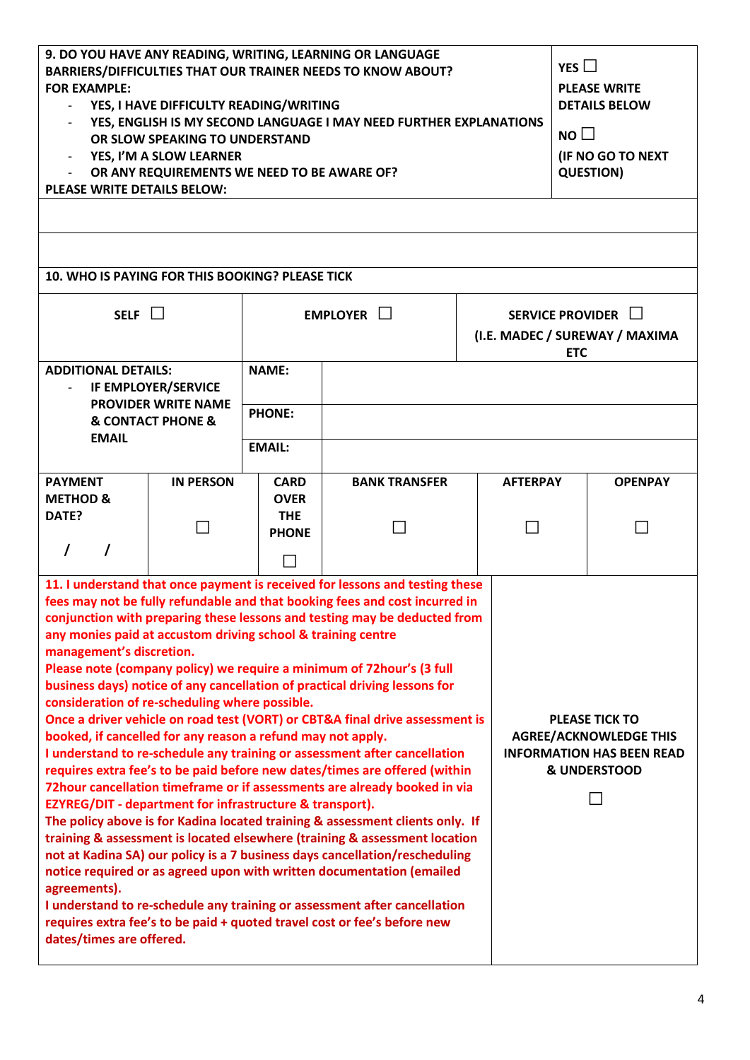| | |
|---|---|
| **9. DO YOU HAVE ANY READING, WRITING, LEARNING OR LANGUAGE BARRIERS/DIFFICULTIES THAT OUR TRAINER NEEDS TO KNOW ABOUT?**<br>**FOR EXAMPLE:**<br>- **YES, I HAVE DIFFICULTY READING/WRITING**<br>- **YES, ENGLISH IS MY SECOND LANGUAGE I MAY NEED FURTHER EXPLANATIONS OR SLOW SPEAKING TO UNDERSTAND**<br>- **YES, I'M A SLOW LEARNER**<br>- **OR ANY REQUIREMENTS WE NEED TO BE AWARE OF?**<br>**PLEASE WRITE DETAILS BELOW:** | **YES ☐**<br>**PLEASE WRITE DETAILS BELOW**<br>**NO ☐**<br>**(IF NO GO TO NEXT QUESTION)** |
| | |
| | |

**10. WHO IS PAYING FOR THIS BOOKING? PLEASE TICK**

| | | |
|---|---|---|
| **SELF ☐** | **EMPLOYER ☐** | **SERVICE PROVIDER ☐**<br>**(I.E. MADEC / SUREWAY / MAXIMA ETC** |

| | | |
|---|---|---|
| **ADDITIONAL DETAILS:**<br>- **IF EMPLOYER/SERVICE PROVIDER WRITE NAME & CONTACT PHONE & EMAIL** | **NAME:** | |
| | **PHONE:** | |
| | **EMAIL:** | |

| **PAYMENT METHOD & DATE?** | **IN PERSON** | **CARD OVER THE PHONE** | **BANK TRANSFER** | **AFTERPAY** | **OPENPAY** |
|---|---|---|---|---|---|
| / / | ☐ | ☐ | ☐ | ☐ | ☐ |

| | |
|---|---|
| **11. I understand that once payment is received for lessons and testing these fees may not be fully refundable and that booking fees and cost incurred in conjunction with preparing these lessons and testing may be deducted from any monies paid at accustom driving school & training centre management's discretion.**<br>**Please note (company policy) we require a minimum of 72hour's (3 full business days) notice of any cancellation of practical driving lessons for consideration of re-scheduling where possible.**<br>**Once a driver vehicle on road test (VORT) or CBT&A final drive assessment is booked, if cancelled for any reason a refund may not apply.**<br>**I understand to re-schedule any training or assessment after cancellation requires extra fee's to be paid before new dates/times are offered (within 72hour cancellation timeframe or if assessments are already booked in via EZYREG/DIT - department for infrastructure & transport).**<br>**The policy above is for Kadina located training & assessment clients only. If training & assessment is located elsewhere (training & assessment location not at Kadina SA) our policy is a 7 business days cancellation/rescheduling notice required or as agreed upon with written documentation (emailed agreements).**<br>**I understand to re-schedule any training or assessment after cancellation requires extra fee's to be paid + quoted travel cost or fee's before new dates/times are offered.** | **PLEASE TICK TO AGREE/ACKNOWLEDGE THIS INFORMATION HAS BEEN READ & UNDERSTOOD**<br>☐ |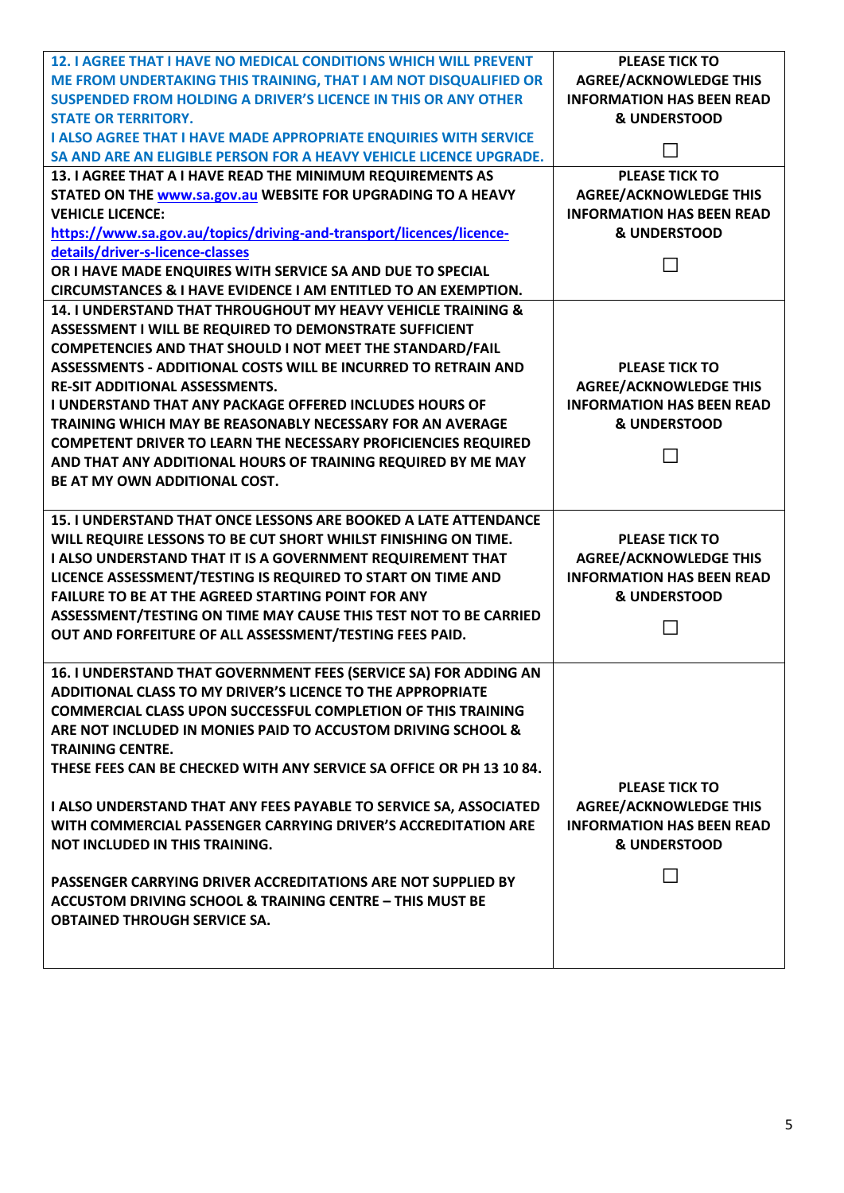| | |
|---|---|
| **12. I AGREE THAT I HAVE NO MEDICAL CONDITIONS WHICH WILL PREVENT ME FROM UNDERTAKING THIS TRAINING, THAT I AM NOT DISQUALIFIED OR SUSPENDED FROM HOLDING A DRIVER'S LICENCE IN THIS OR ANY OTHER STATE OR TERRITORY.**<br>**I ALSO AGREE THAT I HAVE MADE APPROPRIATE ENQUIRIES WITH SERVICE SA AND ARE AN ELIGIBLE PERSON FOR A HEAVY VEHICLE LICENCE UPGRADE.** | **PLEASE TICK TO AGREE/ACKNOWLEDGE THIS INFORMATION HAS BEEN READ & UNDERSTOOD**<br>☐ |
| **13. I AGREE THAT A I HAVE READ THE MINIMUM REQUIREMENTS AS STATED ON THE [www.sa.gov.au](http://www.sa.gov.au) WEBSITE FOR UPGRADING TO A HEAVY VEHICLE LICENCE:**<br>**[https://www.sa.gov.au/topics/driving-and-transport/licences/licence-details/driver-s-licence-classes](https://www.sa.gov.au/topics/driving-and-transport/licences/licence-details/driver-s-licence-classes)**<br>**OR I HAVE MADE ENQUIRES WITH SERVICE SA AND DUE TO SPECIAL CIRCUMSTANCES & I HAVE EVIDENCE I AM ENTITLED TO AN EXEMPTION.** | **PLEASE TICK TO AGREE/ACKNOWLEDGE THIS INFORMATION HAS BEEN READ & UNDERSTOOD**<br>☐ |
| **14. I UNDERSTAND THAT THROUGHOUT MY HEAVY VEHICLE TRAINING & ASSESSMENT I WILL BE REQUIRED TO DEMONSTRATE SUFFICIENT COMPETENCIES AND THAT SHOULD I NOT MEET THE STANDARD/FAIL ASSESSMENTS - ADDITIONAL COSTS WILL BE INCURRED TO RETRAIN AND RE-SIT ADDITIONAL ASSESSMENTS.**<br>**I UNDERSTAND THAT ANY PACKAGE OFFERED INCLUDES HOURS OF TRAINING WHICH MAY BE REASONABLY NECESSARY FOR AN AVERAGE COMPETENT DRIVER TO LEARN THE NECESSARY PROFICIENCIES REQUIRED AND THAT ANY ADDITIONAL HOURS OF TRAINING REQUIRED BY ME MAY BE AT MY OWN ADDITIONAL COST.** | **PLEASE TICK TO AGREE/ACKNOWLEDGE THIS INFORMATION HAS BEEN READ & UNDERSTOOD**<br>☐ |
| **15. I UNDERSTAND THAT ONCE LESSONS ARE BOOKED A LATE ATTENDANCE WILL REQUIRE LESSONS TO BE CUT SHORT WHILST FINISHING ON TIME.**<br>**I ALSO UNDERSTAND THAT IT IS A GOVERNMENT REQUIREMENT THAT LICENCE ASSESSMENT/TESTING IS REQUIRED TO START ON TIME AND FAILURE TO BE AT THE AGREED STARTING POINT FOR ANY ASSESSMENT/TESTING ON TIME MAY CAUSE THIS TEST NOT TO BE CARRIED OUT AND FORFEITURE OF ALL ASSESSMENT/TESTING FEES PAID.** | **PLEASE TICK TO AGREE/ACKNOWLEDGE THIS INFORMATION HAS BEEN READ & UNDERSTOOD**<br>☐ |
| **16. I UNDERSTAND THAT GOVERNMENT FEES (SERVICE SA) FOR ADDING AN ADDITIONAL CLASS TO MY DRIVER'S LICENCE TO THE APPROPRIATE COMMERCIAL CLASS UPON SUCCESSFUL COMPLETION OF THIS TRAINING ARE NOT INCLUDED IN MONIES PAID TO ACCUSTOM DRIVING SCHOOL & TRAINING CENTRE.**<br>**THESE FEES CAN BE CHECKED WITH ANY SERVICE SA OFFICE OR PH 13 10 84.**<br><br>**I ALSO UNDERSTAND THAT ANY FEES PAYABLE TO SERVICE SA, ASSOCIATED WITH COMMERCIAL PASSENGER CARRYING DRIVER'S ACCREDITATION ARE NOT INCLUDED IN THIS TRAINING.**<br><br>**PASSENGER CARRYING DRIVER ACCREDITATIONS ARE NOT SUPPLIED BY ACCUSTOM DRIVING SCHOOL & TRAINING CENTRE – THIS MUST BE OBTAINED THROUGH SERVICE SA.** | **PLEASE TICK TO AGREE/ACKNOWLEDGE THIS INFORMATION HAS BEEN READ & UNDERSTOOD**<br>☐ |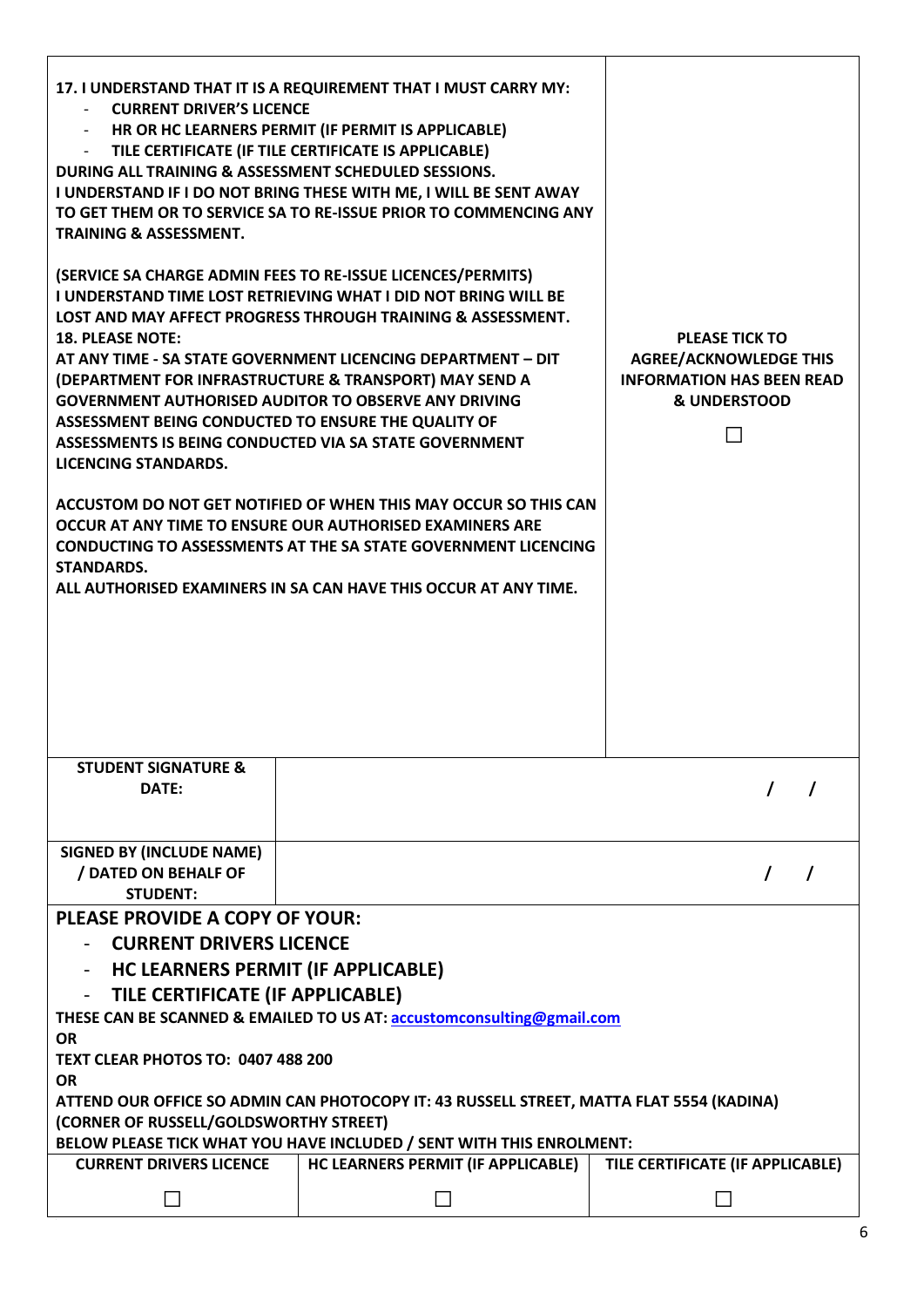| | |
|---|---|
| **17. I UNDERSTAND THAT IT IS A REQUIREMENT THAT I MUST CARRY MY:**<br>- **CURRENT DRIVER'S LICENCE**<br>- **HR OR HC LEARNERS PERMIT (IF PERMIT IS APPLICABLE)**<br>- **TILE CERTIFICATE (IF TILE CERTIFICATE IS APPLICABLE)**<br>**DURING ALL TRAINING & ASSESSMENT SCHEDULED SESSIONS.**<br>**I UNDERSTAND IF I DO NOT BRING THESE WITH ME, I WILL BE SENT AWAY TO GET THEM OR TO SERVICE SA TO RE-ISSUE PRIOR TO COMMENCING ANY TRAINING & ASSESSMENT.**<br><br>**(SERVICE SA CHARGE ADMIN FEES TO RE-ISSUE LICENCES/PERMITS)**<br>**I UNDERSTAND TIME LOST RETRIEVING WHAT I DID NOT BRING WILL BE LOST AND MAY AFFECT PROGRESS THROUGH TRAINING & ASSESSMENT.**<br>**18. PLEASE NOTE:**<br>**AT ANY TIME - SA STATE GOVERNMENT LICENCING DEPARTMENT – DIT (DEPARTMENT FOR INFRASTRUCTURE & TRANSPORT) MAY SEND A GOVERNMENT AUTHORISED AUDITOR TO OBSERVE ANY DRIVING ASSESSMENT BEING CONDUCTED TO ENSURE THE QUALITY OF ASSESSMENTS IS BEING CONDUCTED VIA SA STATE GOVERNMENT LICENCING STANDARDS.**<br><br>**ACCUSTOM DO NOT GET NOTIFIED OF WHEN THIS MAY OCCUR SO THIS CAN OCCUR AT ANY TIME TO ENSURE OUR AUTHORISED EXAMINERS ARE CONDUCTING TO ASSESSMENTS AT THE SA STATE GOVERNMENT LICENCING STANDARDS.**<br>**ALL AUTHORISED EXAMINERS IN SA CAN HAVE THIS OCCUR AT ANY TIME.** | **PLEASE TICK TO AGREE/ACKNOWLEDGE THIS INFORMATION HAS BEEN READ & UNDERSTOOD**<br><br>☐ |

| | |
|---|---|
| **STUDENT SIGNATURE & DATE:** | / / |
| **SIGNED BY (INCLUDE NAME) / DATED ON BEHALF OF STUDENT:** | / / |

## PLEASE PROVIDE A COPY OF YOUR:

- **CURRENT DRIVERS LICENCE**
- **HC LEARNERS PERMIT (IF APPLICABLE)**
- **TILE CERTIFICATE (IF APPLICABLE)**

**THESE CAN BE SCANNED & EMAILED TO US AT: accustomconsulting@gmail.com**

**OR**

**TEXT CLEAR PHOTOS TO: 0407 488 200**

**OR**

**ATTEND OUR OFFICE SO ADMIN CAN PHOTOCOPY IT: 43 RUSSELL STREET, MATTA FLAT 5554 (KADINA) (CORNER OF RUSSELL/GOLDSWORTHY STREET)**

**BELOW PLEASE TICK WHAT YOU HAVE INCLUDED / SENT WITH THIS ENROLMENT:**

| CURRENT DRIVERS LICENCE | HC LEARNERS PERMIT (IF APPLICABLE) | TILE CERTIFICATE (IF APPLICABLE) |
|---|---|---|
| ☐ | ☐ | ☐ |